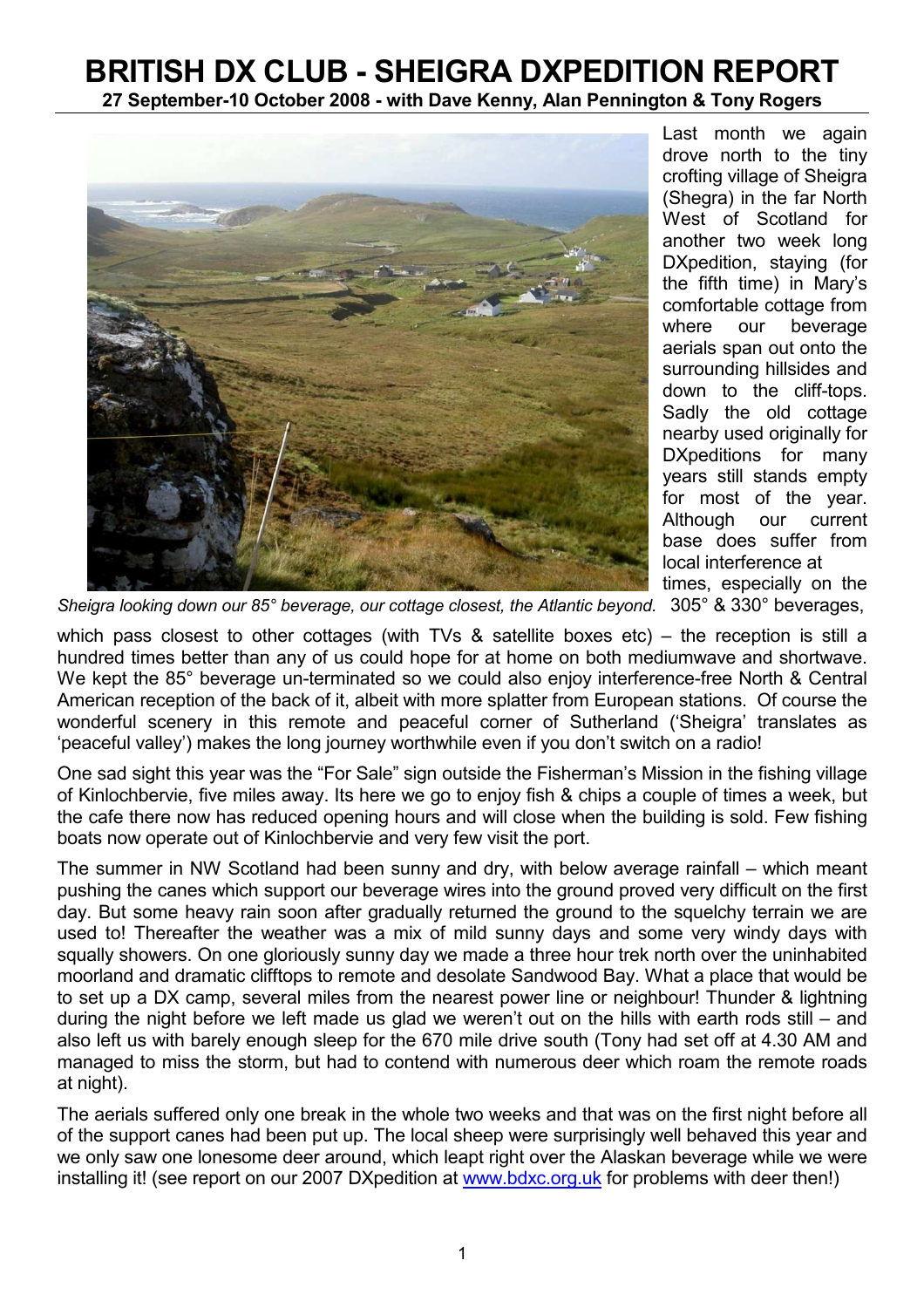# BRITISH DX CLUB - SHEIGRA DXPEDITION REPORT

**27 September-10 October 2008 - with Dave Kenny, Alan Pennington & Tony Rogers**

*Sheigra looking down our 85° beverage, our cottage closest, the Atlantic beyond.*

Last month we again drove north to the tiny crofting village of Sheigra (Shegra) in the far North West of Scotland for another two week long DXpedition, staying (for the fifth time) in Mary's comfortable cottage from where our beverage aerials span out onto the surrounding hillsides and down to the cliff-tops. Sadly the old cottage nearby used originally for DXpeditions for many years still stands empty for most of the year. Although our current base does suffer from local interference at times, especially on the 305° & 330° beverages, which pass closest to other cottages (with TVs & satellite boxes etc) – the reception is still a hundred times better than any of us could hope for at home on both mediumwave and shortwave. We kept the 85° beverage un-terminated so we could also enjoy interference-free North & Central American reception of the back of it, albeit with more splatter from European stations. Of course the wonderful scenery in this remote and peaceful corner of Sutherland ('Sheigra' translates as 'peaceful valley') makes the long journey worthwhile even if you don't switch on a radio!

One sad sight this year was the "For Sale" sign outside the Fisherman's Mission in the fishing village of Kinlochbervie, five miles away. Its here we go to enjoy fish & chips a couple of times a week, but the cafe there now has reduced opening hours and will close when the building is sold. Few fishing boats now operate out of Kinlochbervie and very few visit the port.

The summer in NW Scotland had been sunny and dry, with below average rainfall – which meant pushing the canes which support our beverage wires into the ground proved very difficult on the first day. But some heavy rain soon after gradually returned the ground to the squelchy terrain we are used to! Thereafter the weather was a mix of mild sunny days and some very windy days with squally showers. On one gloriously sunny day we made a three hour trek north over the uninhabited moorland and dramatic clifftops to remote and desolate Sandwood Bay. What a place that would be to set up a DX camp, several miles from the nearest power line or neighbour! Thunder & lightning during the night before we left made us glad we weren't out on the hills with earth rods still – and also left us with barely enough sleep for the 670 mile drive south (Tony had set off at 4.30 AM and managed to miss the storm, but had to contend with numerous deer which roam the remote roads at night).

The aerials suffered only one break in the whole two weeks and that was on the first night before all of the support canes had been put up. The local sheep were surprisingly well behaved this year and we only saw one lonesome deer around, which leapt right over the Alaskan beverage while we were installing it! (see report on our 2007 DXpedition at www.bdxc.org.uk for problems with deer then!)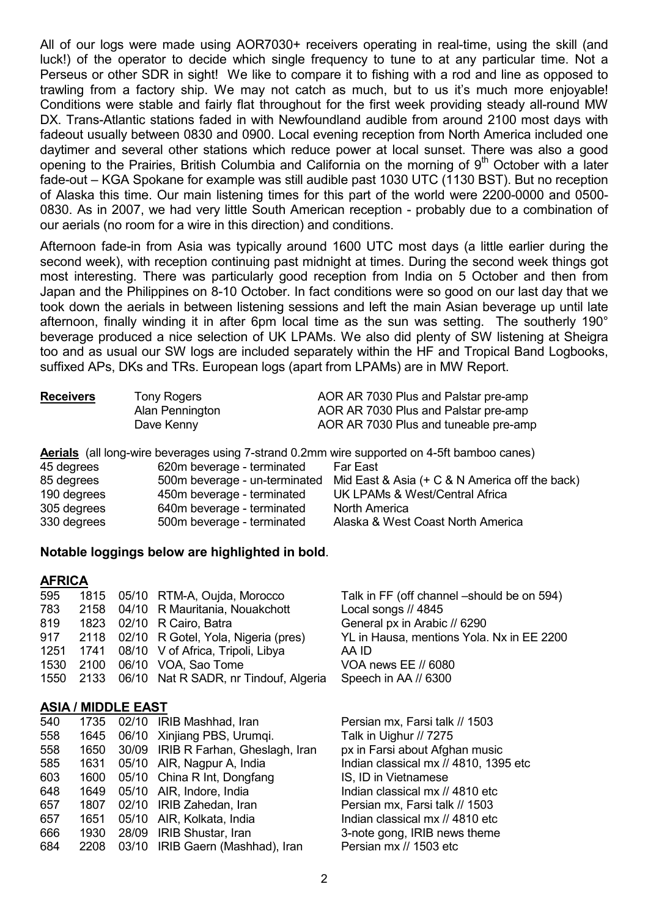All of our logs were made using AOR7030+ receivers operating in real-time, using the skill (and luck!) of the operator to decide which single frequency to tune to at any particular time. Not a Perseus or other SDR in sight! We like to compare it to fishing with a rod and line as opposed to trawling from a factory ship. We may not catch as much, but to us it's much more enjoyable! Conditions were stable and fairly flat throughout for the first week providing steady all-round MW DX. Trans-Atlantic stations faded in with Newfoundland audible from around 2100 most days with fadeout usually between 0830 and 0900. Local evening reception from North America included one daytimer and several other stations which reduce power at local sunset. There was also a good opening to the Prairies, British Columbia and California on the morning of 9th October with a later fade-out – KGA Spokane for example was still audible past 1030 UTC (1130 BST). But no reception of Alaska this time. Our main listening times for this part of the world were 2200-0000 and 0500-0830. As in 2007, we had very little South American reception - probably due to a combination of our aerials (no room for a wire in this direction) and conditions.

Afternoon fade-in from Asia was typically around 1600 UTC most days (a little earlier during the second week), with reception continuing past midnight at times. During the second week things got most interesting. There was particularly good reception from India on 5 October and then from Japan and the Philippines on 8-10 October. In fact conditions were so good on our last day that we took down the aerials in between listening sessions and left the main Asian beverage up until late afternoon, finally winding it in after 6pm local time as the sun was setting. The southerly 190° beverage produced a nice selection of UK LPAMs. We also did plenty of SW listening at Sheigra too and as usual our SW logs are included separately within the HF and Tropical Band Logbooks, suffixed APs, DKs and TRs. European logs (apart from LPAMs) are in MW Report.

| **Receivers** | | |
|---|---|---|
| | Tony Rogers | AOR AR 7030 Plus and Palstar pre-amp |
| | Alan Pennington | AOR AR 7030 Plus and Palstar pre-amp |
| | Dave Kenny | AOR AR 7030 Plus and tuneable pre-amp |

**Aerials** (all long-wire beverages using 7-strand 0.2mm wire supported on 4-5ft bamboo canes)

| | | |
|---|---|---|
| 45 degrees | 620m beverage - terminated | Far East |
| 85 degrees | 500m beverage - un-terminated | Mid East & Asia (+ C & N America off the back) |
| 190 degrees | 450m beverage - terminated | UK LPAMs & West/Central Africa |
| 305 degrees | 640m beverage - terminated | North America |
| 330 degrees | 500m beverage - terminated | Alaska & West Coast North America |

**Notable loggings below are highlighted in bold**.

## AFRICA

| | | | | |
|---|---|---|---|---|
| 595 | 1815 | 05/10 | RTM-A, Oujda, Morocco | Talk in FF (off channel –should be on 594) |
| 783 | 2158 | 04/10 | R Mauritania, Nouakchott | Local songs // 4845 |
| 819 | 1823 | 02/10 | R Cairo, Batra | General px in Arabic // 6290 |
| 917 | 2118 | 02/10 | R Gotel, Yola, Nigeria (pres) | YL in Hausa, mentions Yola. Nx in EE 2200 |
| 1251 | 1741 | 08/10 | V of Africa, Tripoli, Libya | AA ID |
| 1530 | 2100 | 06/10 | VOA, Sao Tome | VOA news EE // 6080 |
| 1550 | 2133 | 06/10 | Nat R SADR, nr Tindouf, Algeria | Speech in AA // 6300 |

## ASIA / MIDDLE EAST

| | | | | |
|---|---|---|---|---|
| 540 | 1735 | 02/10 | IRIB Mashhad, Iran | Persian mx, Farsi talk // 1503 |
| 558 | 1645 | 06/10 | Xinjiang PBS, Urumqi. | Talk in Uighur // 7275 |
| 558 | 1650 | 30/09 | IRIB R Farhan, Gheslagh, Iran | px in Farsi about Afghan music |
| 585 | 1631 | 05/10 | AIR, Nagpur A, India | Indian classical mx // 4810, 1395 etc |
| 603 | 1600 | 05/10 | China R Int, Dongfang | IS, ID in Vietnamese |
| 648 | 1649 | 05/10 | AIR, Indore, India | Indian classical mx // 4810 etc |
| 657 | 1807 | 02/10 | IRIB Zahedan, Iran | Persian mx, Farsi talk // 1503 |
| 657 | 1651 | 05/10 | AIR, Kolkata, India | Indian classical mx // 4810 etc |
| 666 | 1930 | 28/09 | IRIB Shustar, Iran | 3-note gong, IRIB news theme |
| 684 | 2208 | 03/10 | IRIB Gaern (Mashhad), Iran | Persian mx // 1503 etc |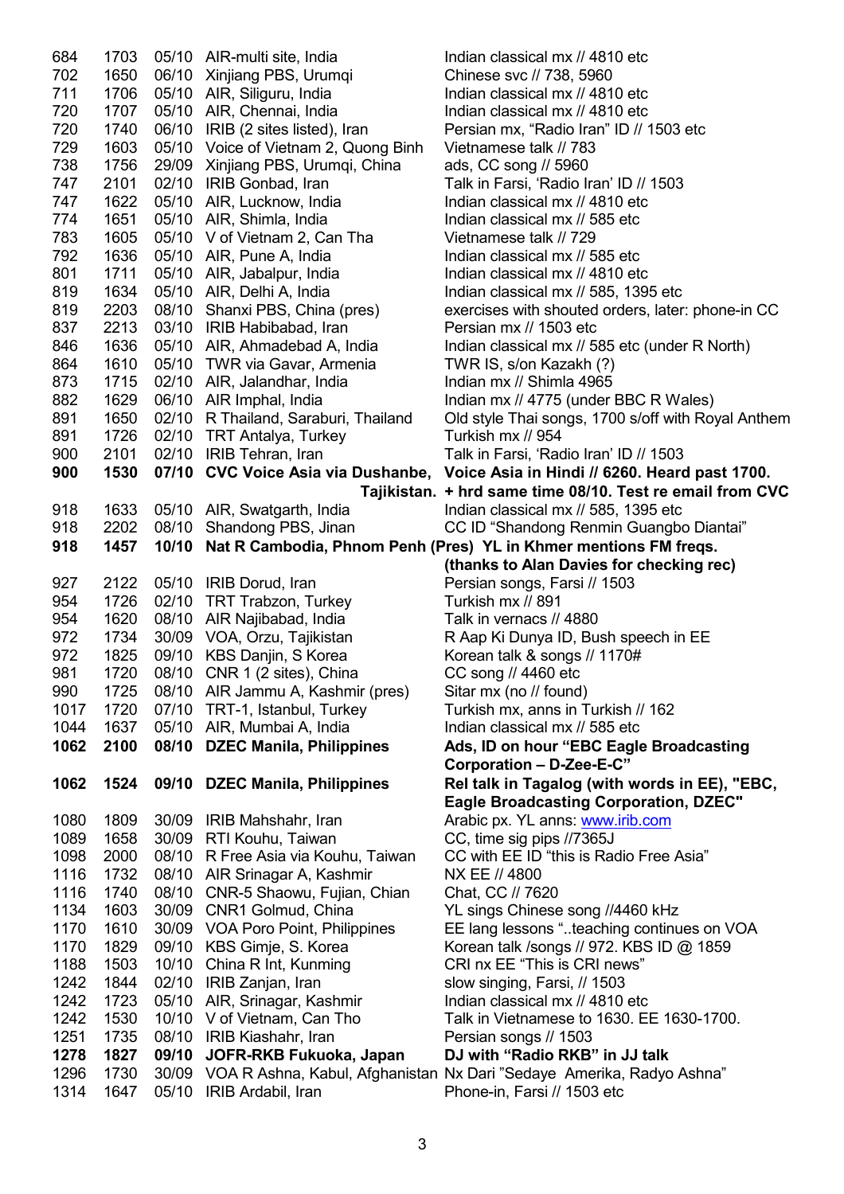| | | | | |
|---|---|---|---|---|
| 684 | 1703 | 05/10 | AIR-multi site, India | Indian classical mx // 4810 etc |
| 702 | 1650 | 06/10 | Xinjiang PBS, Urumqi | Chinese svc // 738, 5960 |
| 711 | 1706 | 05/10 | AIR, Siliguru, India | Indian classical mx // 4810 etc |
| 720 | 1707 | 05/10 | AIR, Chennai, India | Indian classical mx // 4810 etc |
| 720 | 1740 | 06/10 | IRIB (2 sites listed), Iran | Persian mx, “Radio Iran” ID // 1503 etc |
| 729 | 1603 | 05/10 | Voice of Vietnam 2, Quong Binh | Vietnamese talk // 783 |
| 738 | 1756 | 29/09 | Xinjiang PBS, Urumqi, China | ads, CC song // 5960 |
| 747 | 2101 | 02/10 | IRIB Gonbad, Iran | Talk in Farsi, ‘Radio Iran’ ID // 1503 |
| 747 | 1622 | 05/10 | AIR, Lucknow, India | Indian classical mx // 4810 etc |
| 774 | 1651 | 05/10 | AIR, Shimla, India | Indian classical mx // 585 etc |
| 783 | 1605 | 05/10 | V of Vietnam 2, Can Tha | Vietnamese talk // 729 |
| 792 | 1636 | 05/10 | AIR, Pune A, India | Indian classical mx // 585 etc |
| 801 | 1711 | 05/10 | AIR, Jabalpur, India | Indian classical mx // 4810 etc |
| 819 | 1634 | 05/10 | AIR, Delhi A, India | Indian classical mx // 585, 1395 etc |
| 819 | 2203 | 08/10 | Shanxi PBS, China (pres) | exercises with shouted orders, later: phone-in CC |
| 837 | 2213 | 03/10 | IRIB Habibabad, Iran | Persian mx // 1503 etc |
| 846 | 1636 | 05/10 | AIR, Ahmadebad A, India | Indian classical mx // 585 etc (under R North) |
| 864 | 1610 | 05/10 | TWR via Gavar, Armenia | TWR IS, s/on Kazakh (?) |
| 873 | 1715 | 02/10 | AIR, Jalandhar, India | Indian mx // Shimla 4965 |
| 882 | 1629 | 06/10 | AIR Imphal, India | Indian mx // 4775 (under BBC R Wales) |
| 891 | 1650 | 02/10 | R Thailand, Saraburi, Thailand | Old style Thai songs, 1700 s/off with Royal Anthem |
| 891 | 1726 | 02/10 | TRT Antalya, Turkey | Turkish mx // 954 |
| 900 | 2101 | 02/10 | IRIB Tehran, Iran | Talk in Farsi, ‘Radio Iran’ ID // 1503 |
| **900** | **1530** | **07/10** | **CVC Voice Asia via Dushanbe, Tajikistan.** | **Voice Asia in Hindi // 6260. Heard past 1700. + hrd same time 08/10. Test re email from CVC** |
| 918 | 1633 | 05/10 | AIR, Swatgarth, India | Indian classical mx // 585, 1395 etc |
| 918 | 2202 | 08/10 | Shandong PBS, Jinan | CC ID “Shandong Renmin Guangbo Diantai” |
| **918** | **1457** | **10/10** | **Nat R Cambodia, Phnom Penh (Pres)** | **YL in Khmer mentions FM freqs. (thanks to Alan Davies for checking rec)** |
| 927 | 2122 | 05/10 | IRIB Dorud, Iran | Persian songs, Farsi // 1503 |
| 954 | 1726 | 02/10 | TRT Trabzon, Turkey | Turkish mx // 891 |
| 954 | 1620 | 08/10 | AIR Najibabad, India | Talk in vernacs // 4880 |
| 972 | 1734 | 30/09 | VOA, Orzu, Tajikistan | R Aap Ki Dunya ID, Bush speech in EE |
| 972 | 1825 | 09/10 | KBS Danjin, S Korea | Korean talk & songs // 1170# |
| 981 | 1720 | 08/10 | CNR 1 (2 sites), China | CC song // 4460 etc |
| 990 | 1725 | 08/10 | AIR Jammu A, Kashmir (pres) | Sitar mx (no // found) |
| 1017 | 1720 | 07/10 | TRT-1, Istanbul, Turkey | Turkish mx, anns in Turkish // 162 |
| 1044 | 1637 | 05/10 | AIR, Mumbai A, India | Indian classical mx // 585 etc |
| **1062** | **2100** | **08/10** | **DZEC Manila, Philippines** | **Ads, ID on hour “EBC Eagle Broadcasting Corporation – D-Zee-E-C”** |
| **1062** | **1524** | **09/10** | **DZEC Manila, Philippines** | **Rel talk in Tagalog (with words in EE), "EBC, Eagle Broadcasting Corporation, DZEC"** |
| 1080 | 1809 | 30/09 | IRIB Mahshahr, Iran | Arabic px. YL anns: www.irib.com |
| 1089 | 1658 | 30/09 | RTI Kouhu, Taiwan | CC, time sig pips //7365J |
| 1098 | 2000 | 08/10 | R Free Asia via Kouhu, Taiwan | CC with EE ID “this is Radio Free Asia” |
| 1116 | 1732 | 08/10 | AIR Srinagar A, Kashmir | NX EE // 4800 |
| 1116 | 1740 | 08/10 | CNR-5 Shaowu, Fujian, Chian | Chat, CC // 7620 |
| 1134 | 1603 | 30/09 | CNR1 Golmud, China | YL sings Chinese song //4460 kHz |
| 1170 | 1610 | 30/09 | VOA Poro Point, Philippines | EE lang lessons “..teaching continues on VOA |
| 1170 | 1829 | 09/10 | KBS Gimje, S. Korea | Korean talk /songs // 972. KBS ID @ 1859 |
| 1188 | 1503 | 10/10 | China R Int, Kunming | CRI nx EE “This is CRI news” |
| 1242 | 1844 | 02/10 | IRIB Zanjan, Iran | slow singing, Farsi, // 1503 |
| 1242 | 1723 | 05/10 | AIR, Srinagar, Kashmir | Indian classical mx // 4810 etc |
| 1242 | 1530 | 10/10 | V of Vietnam, Can Tho | Talk in Vietnamese to 1630. EE 1630-1700. |
| 1251 | 1735 | 08/10 | IRIB Kiashahr, Iran | Persian songs // 1503 |
| **1278** | **1827** | **09/10** | **JOFR-RKB Fukuoka, Japan** | **DJ with “Radio RKB” in JJ talk** |
| 1296 | 1730 | 30/09 | VOA R Ashna, Kabul, Afghanistan | Nx Dari ”Sedaye Amerika, Radyo Ashna” |
| 1314 | 1647 | 05/10 | IRIB Ardabil, Iran | Phone-in, Farsi // 1503 etc |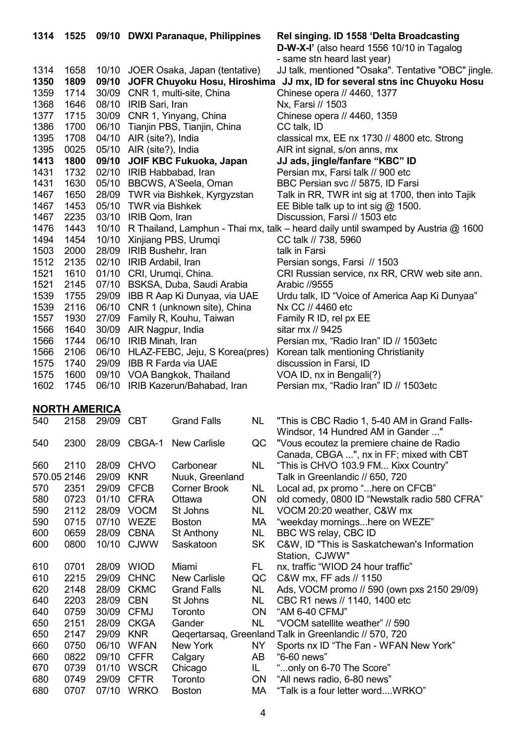| | | | | |
|---|---|---|---|---|
| **1314** | **1525** | **09/10** | **DWXI Paranaque, Philippines** | **Rel singing. ID 1558 'Delta Broadcasting D-W-X-I'** (also heard 1556 10/10 in Tagalog - same stn heard last year) |
| 1314 | 1658 | 10/10 | JOER Osaka, Japan (tentative) | JJ talk, mentioned "Osaka". Tentative "OBC" jingle. |
| **1350** | **1809** | **09/10** | **JOFR Chuyoku Hosu, Hiroshima** | **JJ mx, ID for several stns inc Chuyoku Hosu** |
| 1359 | 1714 | 30/09 | CNR 1, multi-site, China | Chinese opera // 4460, 1377 |
| 1368 | 1646 | 08/10 | IRIB Sari, Iran | Nx, Farsi // 1503 |
| 1377 | 1715 | 30/09 | CNR 1, Yinyang, China | Chinese opera // 4460, 1359 |
| 1386 | 1700 | 06/10 | Tianjin PBS, Tianjin, China | CC talk, ID |
| 1395 | 1708 | 04/10 | AIR (site?), India | classical mx, EE nx 1730 // 4800 etc. Strong |
| 1395 | 0025 | 05/10 | AIR (site?), India | AIR int signal, s/on anns, mx |
| **1413** | **1800** | **09/10** | **JOIF KBC Fukuoka, Japan** | **JJ ads, jingle/fanfare "KBC" ID** |
| 1431 | 1732 | 02/10 | IRIB Habbabad, Iran | Persian mx, Farsi talk // 900 etc |
| 1431 | 1630 | 05/10 | BBCWS, A'Seela, Oman | BBC Persian svc // 5875, ID Farsi |
| 1467 | 1650 | 28/09 | TWR via Bishkek, Kyrgyzstan | Talk in RR, TWR int sig at 1700, then into Tajik |
| 1467 | 1453 | 05/10 | TWR via Bishkek | EE Bible talk up to int sig @ 1500. |
| 1467 | 2235 | 03/10 | IRIB Qom, Iran | Discussion, Farsi // 1503 etc |
| 1476 | 1443 | 10/10 | R Thailand, Lamphun - Thai mx, talk – heard daily until swamped by Austria @ 1600 | |
| 1494 | 1454 | 10/10 | Xinjiang PBS, Urumqi | CC talk // 738, 5960 |
| 1503 | 2000 | 28/09 | IRIB Bushehr, Iran | talk in Farsi |
| 1512 | 2135 | 02/10 | IRIB Ardabil, Iran | Persian songs, Farsi // 1503 |
| 1521 | 1610 | 01/10 | CRI, Urumqi, China. | CRI Russian service, nx RR, CRW web site ann. |
| 1521 | 2145 | 07/10 | BSKSA, Duba, Saudi Arabia | Arabic //9555 |
| 1539 | 1755 | 29/09 | IBB R Aap Ki Dunyaa, via UAE | Urdu talk, ID "Voice of America Aap Ki Dunyaa" |
| 1539 | 2116 | 06/10 | CNR 1 (unknown site), China | Nx CC // 4460 etc |
| 1557 | 1930 | 27/09 | Family R, Kouhu, Taiwan | Family R ID, rel px EE |
| 1566 | 1640 | 30/09 | AIR Nagpur, India | sitar mx // 9425 |
| 1566 | 1744 | 06/10 | IRIB Minah, Iran | Persian mx, "Radio Iran" ID // 1503etc |
| 1566 | 2106 | 06/10 | HLAZ-FEBC, Jeju, S Korea(pres) | Korean talk mentioning Christianity |
| 1575 | 1740 | 29/09 | IBB R Farda via UAE | discussion in Farsi, ID |
| 1575 | 1600 | 09/10 | VOA Bangkok, Thailand | VOA ID, nx in Bengali(?) |
| 1602 | 1745 | 06/10 | IRIB Kazerun/Bahabad, Iran | Persian mx, "Radio Iran" ID // 1503etc |

## NORTH AMERICA

| | | | | | | |
|---|---|---|---|---|---|---|
| 540 | 2158 | 29/09 | CBT | Grand Falls | NL | "This is CBC Radio 1, 5-40 AM in Grand Falls-Windsor, 14 Hundred AM in Gander ..." |
| 540 | 2300 | 28/09 | CBGA-1 | New Carlisle | QC | "Vous ecoutez la premiere chaine de Radio Canada, CBGA ...", nx in FF; mixed with CBT |
| 560 | 2110 | 28/09 | CHVO | Carbonear | NL | "This is CHVO 103.9 FM... Kixx Country" |
| 570.05 | 2146 | 29/09 | KNR | Nuuk, Greenland | | Talk in Greenlandic // 650, 720 |
| 570 | 2351 | 29/09 | CFCB | Corner Brook | NL | Local ad, px promo "...here on CFCB" |
| 580 | 0723 | 01/10 | CFRA | Ottawa | ON | old comedy, 0800 ID "Newstalk radio 580 CFRA" |
| 590 | 2112 | 28/09 | VOCM | St Johns | NL | VOCM 20:20 weather, C&W mx |
| 590 | 0715 | 07/10 | WEZE | Boston | MA | "weekday mornings...here on WEZE" |
| 600 | 0659 | 28/09 | CBNA | St Anthony | NL | BBC WS relay, CBC ID |
| 600 | 0800 | 10/10 | CJWW | Saskatoon | SK | C&W, ID "This is Saskatchewan's Information Station, CJWW" |
| 610 | 0701 | 28/09 | WIOD | Miami | FL | nx, traffic "WIOD 24 hour traffic" |
| 610 | 2215 | 29/09 | CHNC | New Carlisle | QC | C&W mx, FF ads // 1150 |
| 620 | 2148 | 28/09 | CKMC | Grand Falls | NL | Ads, VOCM promo // 590 (own pxs 2150 29/09) |
| 640 | 2203 | 28/09 | CBN | St Johns | NL | CBC R1 news // 1140, 1400 etc |
| 640 | 0759 | 30/09 | CFMJ | Toronto | ON | "AM 6-40 CFMJ" |
| 650 | 2151 | 28/09 | CKGA | Gander | NL | "VOCM satellite weather" // 590 |
| 650 | 2147 | 29/09 | KNR | Qeqertarsaq, Greenland | | Talk in Greenlandic // 570, 720 |
| 660 | 0750 | 06/10 | WFAN | New York | NY | Sports nx ID "The Fan - WFAN New York" |
| 660 | 0822 | 09/10 | CFFR | Calgary | AB | "6-60 news" |
| 670 | 0739 | 01/10 | WSCR | Chicago | IL | "...only on 6-70 The Score" |
| 680 | 0749 | 29/09 | CFTR | Toronto | ON | "All news radio, 6-80 news" |
| 680 | 0707 | 07/10 | WRKO | Boston | MA | "Talk is a four letter word....WRKO" |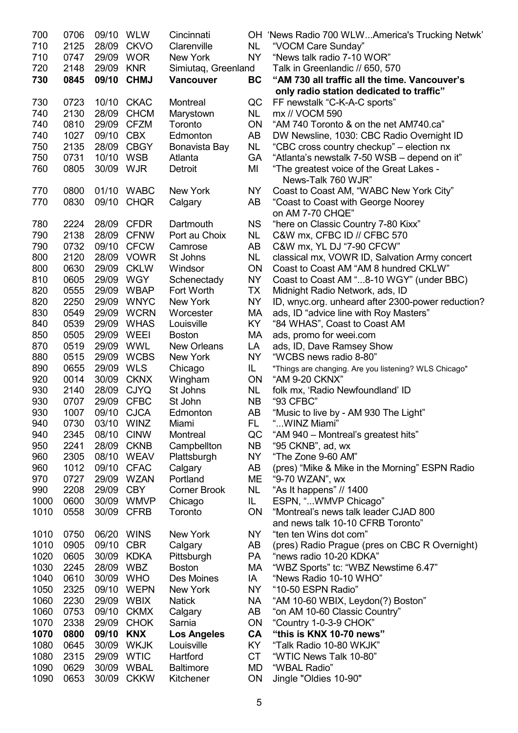| | | | | | | |
|---|---|---|---|---|---|---|
| 700 | 0706 | 09/10 | WLW | Cincinnati | OH | 'News Radio 700 WLW...America's Trucking Netwk' |
| 710 | 2125 | 28/09 | CKVO | Clarenville | NL | "VOCM Care Sunday" |
| 710 | 0747 | 29/09 | WOR | New York | NY | "News talk radio 7-10 WOR" |
| 720 | 2148 | 29/09 | KNR | Simiutaq, Greenland | | Talk in Greenlandic // 650, 570 |
| **730** | **0845** | **09/10** | **CHMJ** | **Vancouver** | **BC** | **"AM 730 all traffic all the time. Vancouver's only radio station dedicated to traffic"** |
| 730 | 0723 | 10/10 | CKAC | Montreal | QC | FF newstalk "C-K-A-C sports" |
| 740 | 2130 | 28/09 | CHCM | Marystown | NL | mx // VOCM 590 |
| 740 | 0810 | 29/09 | CFZM | Toronto | ON | "AM 740 Toronto & on the net AM740.ca" |
| 740 | 1027 | 09/10 | CBX | Edmonton | AB | DW Newsline, 1030: CBC Radio Overnight ID |
| 750 | 2135 | 28/09 | CBGY | Bonavista Bay | NL | "CBC cross country checkup" – election nx |
| 750 | 0731 | 10/10 | WSB | Atlanta | GA | "Atlanta's newstalk 7-50 WSB – depend on it" |
| 760 | 0805 | 30/09 | WJR | Detroit | MI | "The greatest voice of the Great Lakes - News-Talk 760 WJR" |
| 770 | 0800 | 01/10 | WABC | New York | NY | Coast to Coast AM, "WABC New York City" |
| 770 | 0830 | 09/10 | CHQR | Calgary | AB | "Coast to Coast with George Noorey on AM 7-70 CHQE" |
| 780 | 2224 | 28/09 | CFDR | Dartmouth | NS | "here on Classic Country 7-80 Kixx" |
| 790 | 2138 | 28/09 | CFNW | Port au Choix | NL | C&W mx, CFBC ID // CFBC 570 |
| 790 | 0732 | 09/10 | CFCW | Camrose | AB | C&W mx, YL DJ "7-90 CFCW" |
| 800 | 2120 | 28/09 | VOWR | St Johns | NL | classical mx, VOWR ID, Salvation Army concert |
| 800 | 0630 | 29/09 | CKLW | Windsor | ON | Coast to Coast AM "AM 8 hundred CKLW" |
| 810 | 0605 | 29/09 | WGY | Schenectady | NY | Coast to Coast AM "...8-10 WGY" (under BBC) |
| 820 | 0555 | 29/09 | WBAP | Fort Worth | TX | Midnight Radio Network, ads, ID |
| 820 | 2250 | 29/09 | WNYC | New York | NY | ID, wnyc.org. unheard after 2300-power reduction? |
| 830 | 0549 | 29/09 | WCRN | Worcester | MA | ads, ID "advice line with Roy Masters" |
| 840 | 0539 | 29/09 | WHAS | Louisville | KY | "84 WHAS", Coast to Coast AM |
| 850 | 0505 | 29/09 | WEEI | Boston | MA | ads, promo for weei.com |
| 870 | 0519 | 29/09 | WWL | New Orleans | LA | ads, ID, Dave Ramsey Show |
| 880 | 0515 | 29/09 | WCBS | New York | NY | "WCBS news radio 8-80" |
| 890 | 0655 | 29/09 | WLS | Chicago | IL | "Things are changing. Are you listening? WLS Chicago" |
| 920 | 0014 | 30/09 | CKNX | Wingham | ON | "AM 9-20 CKNX" |
| 930 | 2140 | 28/09 | CJYQ | St Johns | NL | folk mx, 'Radio Newfoundland' ID |
| 930 | 0707 | 29/09 | CFBC | St John | NB | "93 CFBC" |
| 930 | 1007 | 09/10 | CJCA | Edmonton | AB | "Music to live by - AM 930 The Light" |
| 940 | 0730 | 03/10 | WINZ | Miami | FL | "...WINZ Miami" |
| 940 | 2345 | 08/10 | CINW | Montreal | QC | "AM 940 – Montreal's greatest hits" |
| 950 | 2241 | 28/09 | CKNB | Campbellton | NB | "95 CKNB", ad, wx |
| 960 | 2305 | 08/10 | WEAV | Plattsburgh | NY | "The Zone 9-60 AM" |
| 960 | 1012 | 09/10 | CFAC | Calgary | AB | (pres) "Mike & Mike in the Morning" ESPN Radio |
| 970 | 0727 | 29/09 | WZAN | Portland | ME | "9-70 WZAN", wx |
| 990 | 2208 | 29/09 | CBY | Corner Brook | NL | "As It happens" // 1400 |
| 1000 | 0600 | 30/09 | WMVP | Chicago | IL | ESPN, "...WMVP Chicago" |
| 1010 | 0558 | 30/09 | CFRB | Toronto | ON | "Montreal's news talk leader CJAD 800 and news talk 10-10 CFRB Toronto" |
| 1010 | 0750 | 06/20 | WINS | New York | NY | "ten ten Wins dot com" |
| 1010 | 0905 | 09/10 | CBR | Calgary | AB | (pres) Radio Prague (pres on CBC R Overnight) |
| 1020 | 0605 | 30/09 | KDKA | Pittsburgh | PA | "news radio 10-20 KDKA" |
| 1030 | 2245 | 28/09 | WBZ | Boston | MA | "WBZ Sports" tc: "WBZ Newstime 6.47" |
| 1040 | 0610 | 30/09 | WHO | Des Moines | IA | "News Radio 10-10 WHO" |
| 1050 | 2325 | 09/10 | WEPN | New York | NY | "10-50 ESPN Radio" |
| 1060 | 2230 | 29/09 | WBIX | Natick | NA | "AM 10-60 WBIX, Leydon(?) Boston" |
| 1060 | 0753 | 09/10 | CKMX | Calgary | AB | "on AM 10-60 Classic Country" |
| 1070 | 2338 | 29/09 | CHOK | Sarnia | ON | "Country 1-0-3-9 CHOK" |
| **1070** | **0800** | **09/10** | **KNX** | **Los Angeles** | **CA** | **"this is KNX 10-70 news"** |
| 1080 | 0645 | 30/09 | WKJK | Louisville | KY | "Talk Radio 10-80 WKJK" |
| 1080 | 2315 | 29/09 | WTIC | Hartford | CT | "WTIC News Talk 10-80" |
| 1090 | 0629 | 30/09 | WBAL | Baltimore | MD | "WBAL Radio" |
| 1090 | 0653 | 30/09 | CKKW | Kitchener | ON | Jingle "Oldies 10-90" |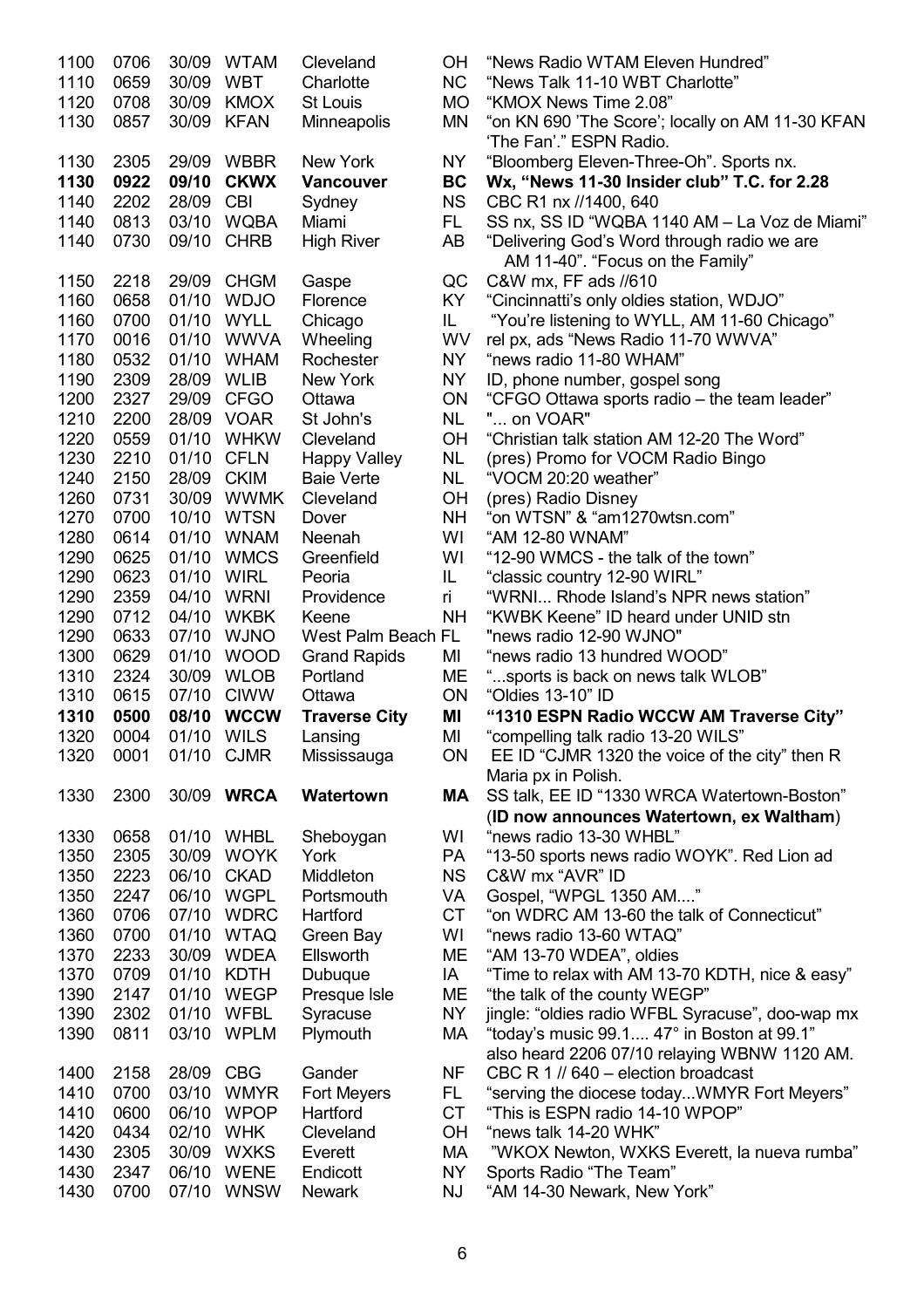| | | | | | | |
|---|---|---|---|---|---|---|
| 1100 | 0706 | 30/09 | WTAM | Cleveland | OH | "News Radio WTAM Eleven Hundred" |
| 1110 | 0659 | 30/09 | WBT | Charlotte | NC | "News Talk 11-10 WBT Charlotte" |
| 1120 | 0708 | 30/09 | KMOX | St Louis | MO | "KMOX News Time 2.08" |
| 1130 | 0857 | 30/09 | KFAN | Minneapolis | MN | "on KN 690 'The Score'; locally on AM 11-30 KFAN 'The Fan'." ESPN Radio. |
| 1130 | 2305 | 29/09 | WBBR | New York | NY | "Bloomberg Eleven-Three-Oh". Sports nx. |
| **1130** | **0922** | **09/10** | **CKWX** | **Vancouver** | **BC** | **Wx, "News 11-30 Insider club" T.C. for 2.28** |
| 1140 | 2202 | 28/09 | CBI | Sydney | NS | CBC R1 nx //1400, 640 |
| 1140 | 0813 | 03/10 | WQBA | Miami | FL | SS nx, SS ID "WQBA 1140 AM – La Voz de Miami" |
| 1140 | 0730 | 09/10 | CHRB | High River | AB | "Delivering God's Word through radio we are AM 11-40". "Focus on the Family" |
| 1150 | 2218 | 29/09 | CHGM | Gaspe | QC | C&W mx, FF ads //610 |
| 1160 | 0658 | 01/10 | WDJO | Florence | KY | "Cincinnatti's only oldies station, WDJO" |
| 1160 | 0700 | 01/10 | WYLL | Chicago | IL | "You're listening to WYLL, AM 11-60 Chicago" |
| 1170 | 0016 | 01/10 | WWVA | Wheeling | WV | rel px, ads "News Radio 11-70 WWVA" |
| 1180 | 0532 | 01/10 | WHAM | Rochester | NY | "news radio 11-80 WHAM" |
| 1190 | 2309 | 28/09 | WLIB | New York | NY | ID, phone number, gospel song |
| 1200 | 2327 | 29/09 | CFGO | Ottawa | ON | "CFGO Ottawa sports radio – the team leader" |
| 1210 | 2200 | 28/09 | VOAR | St John's | NL | "... on VOAR" |
| 1220 | 0559 | 01/10 | WHKW | Cleveland | OH | "Christian talk station AM 12-20 The Word" |
| 1230 | 2210 | 01/10 | CFLN | Happy Valley | NL | (pres) Promo for VOCM Radio Bingo |
| 1240 | 2150 | 28/09 | CKIM | Baie Verte | NL | "VOCM 20:20 weather" |
| 1260 | 0731 | 30/09 | WWMK | Cleveland | OH | (pres) Radio Disney |
| 1270 | 0700 | 10/10 | WTSN | Dover | NH | "on WTSN" & "am1270wtsn.com" |
| 1280 | 0614 | 01/10 | WNAM | Neenah | WI | "AM 12-80 WNAM" |
| 1290 | 0625 | 01/10 | WMCS | Greenfield | WI | "12-90 WMCS - the talk of the town" |
| 1290 | 0623 | 01/10 | WIRL | Peoria | IL | "classic country 12-90 WIRL" |
| 1290 | 2359 | 04/10 | WRNI | Providence | ri | "WRNI... Rhode Island's NPR news station" |
| 1290 | 0712 | 04/10 | WKBK | Keene | NH | "KWBK Keene" ID heard under UNID stn |
| 1290 | 0633 | 07/10 | WJNO | West Palm Beach | FL | "news radio 12-90 WJNO" |
| 1300 | 0629 | 01/10 | WOOD | Grand Rapids | MI | "news radio 13 hundred WOOD" |
| 1310 | 2324 | 30/09 | WLOB | Portland | ME | "...sports is back on news talk WLOB" |
| 1310 | 0615 | 07/10 | CIWW | Ottawa | ON | "Oldies 13-10" ID |
| **1310** | **0500** | **08/10** | **WCCW** | **Traverse City** | **MI** | **"1310 ESPN Radio WCCW AM Traverse City"** |
| 1320 | 0004 | 01/10 | WILS | Lansing | MI | "compelling talk radio 13-20 WILS" |
| 1320 | 0001 | 01/10 | CJMR | Mississauga | ON | EE ID "CJMR 1320 the voice of the city" then R Maria px in Polish. |
| 1330 | 2300 | 30/09 | **WRCA** | **Watertown** | **MA** | SS talk, EE ID "1330 WRCA Watertown-Boston" (**ID now announces Watertown, ex Waltham**) |
| 1330 | 0658 | 01/10 | WHBL | Sheboygan | WI | "news radio 13-30 WHBL" |
| 1350 | 2305 | 30/09 | WOYK | York | PA | "13-50 sports news radio WOYK". Red Lion ad |
| 1350 | 2223 | 06/10 | CKAD | Middleton | NS | C&W mx "AVR" ID |
| 1350 | 2247 | 06/10 | WGPL | Portsmouth | VA | Gospel, "WPGL 1350 AM...." |
| 1360 | 0706 | 07/10 | WDRC | Hartford | CT | "on WDRC AM 13-60 the talk of Connecticut" |
| 1360 | 0700 | 01/10 | WTAQ | Green Bay | WI | "news radio 13-60 WTAQ" |
| 1370 | 2233 | 30/09 | WDEA | Ellsworth | ME | "AM 13-70 WDEA", oldies |
| 1370 | 0709 | 01/10 | KDTH | Dubuque | IA | "Time to relax with AM 13-70 KDTH, nice & easy" |
| 1390 | 2147 | 01/10 | WEGP | Presque Isle | ME | "the talk of the county WEGP" |
| 1390 | 2302 | 01/10 | WFBL | Syracuse | NY | jingle: "oldies radio WFBL Syracuse", doo-wap mx |
| 1390 | 0811 | 03/10 | WPLM | Plymouth | MA | "today's music 99.1.... 47° in Boston at 99.1" also heard 2206 07/10 relaying WBNW 1120 AM. |
| 1400 | 2158 | 28/09 | CBG | Gander | NF | CBC R 1 // 640 – election broadcast |
| 1410 | 0700 | 03/10 | WMYR | Fort Meyers | FL | "serving the diocese today...WMYR Fort Meyers" |
| 1410 | 0600 | 06/10 | WPOP | Hartford | CT | "This is ESPN radio 14-10 WPOP" |
| 1420 | 0434 | 02/10 | WHK | Cleveland | OH | "news talk 14-20 WHK" |
| 1430 | 2305 | 30/09 | WXKS | Everett | MA | "WKOX Newton, WXKS Everett, la nueva rumba" |
| 1430 | 2347 | 06/10 | WENE | Endicott | NY | Sports Radio "The Team" |
| 1430 | 0700 | 07/10 | WNSW | Newark | NJ | "AM 14-30 Newark, New York" |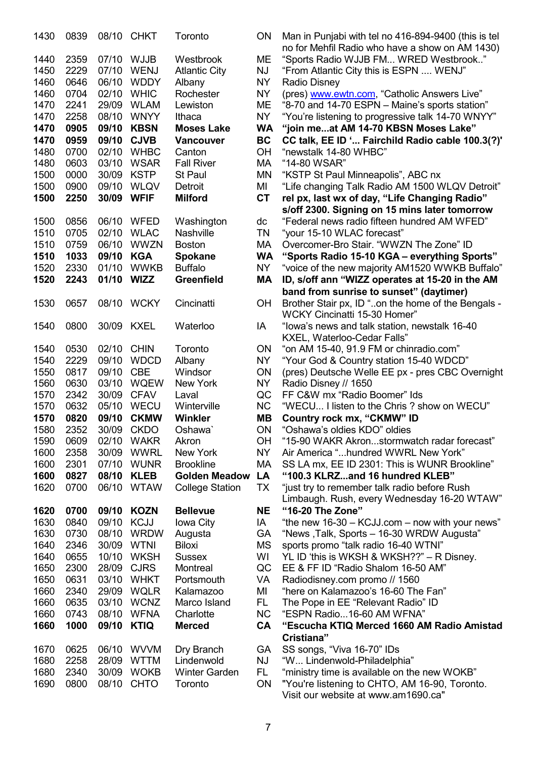| | | | | | | |
|---|---|---|---|---|---|---|
| 1430 | 0839 | 08/10 | CHKT | Toronto | ON | Man in Punjabi with tel no 416-894-9400 (this is tel no for Mehfil Radio who have a show on AM 1430) |
| 1440 | 2359 | 07/10 | WJJB | Westbrook | ME | "Sports Radio WJJB FM... WRED Westbrook.." |
| 1450 | 2229 | 07/10 | WENJ | Atlantic City | NJ | "From Atlantic City this is ESPN .... WENJ" |
| 1460 | 0646 | 06/10 | WDDY | Albany | NY | Radio Disney |
| 1460 | 0704 | 02/10 | WHIC | Rochester | NY | (pres) www.ewtn.com, "Catholic Answers Live" |
| 1470 | 2241 | 29/09 | WLAM | Lewiston | ME | "8-70 and 14-70 ESPN – Maine's sports station" |
| 1470 | 2258 | 08/10 | WNYY | Ithaca | NY | "You're listening to progressive talk 14-70 WNYY" |
| **1470** | **0905** | **09/10** | **KBSN** | **Moses Lake** | **WA** | **"join me...at AM 14-70 KBSN Moses Lake"** |
| **1470** | **0959** | **09/10** | **CJVB** | **Vancouver** | **BC** | **CC talk, EE ID '... Fairchild Radio cable 100.3(?)'** |
| 1480 | 0700 | 02/10 | WHBC | Canton | OH | "newstalk 14-80 WHBC" |
| 1480 | 0603 | 03/10 | WSAR | Fall River | MA | "14-80 WSAR" |
| 1500 | 0000 | 30/09 | KSTP | St Paul | MN | "KSTP St Paul Minneapolis", ABC nx |
| 1500 | 0900 | 09/10 | WLQV | Detroit | MI | "Life changing Talk Radio AM 1500 WLQV Detroit" |
| **1500** | **2250** | **30/09** | **WFIF** | **Milford** | **CT** | **rel px, last wx of day, "Life Changing Radio" s/off 2300. Signing on 15 mins later tomorrow** |
| 1500 | 0856 | 06/10 | WFED | Washington | dc | "Federal news radio fifteen hundred AM WFED" |
| 1510 | 0705 | 02/10 | WLAC | Nashville | TN | "your 15-10 WLAC forecast" |
| 1510 | 0759 | 06/10 | WWZN | Boston | MA | Overcomer-Bro Stair. "WWZN The Zone" ID |
| **1510** | **1033** | **09/10** | **KGA** | **Spokane** | **WA** | **"Sports Radio 15-10 KGA – everything Sports"** |
| 1520 | 2330 | 01/10 | WWKB | Buffalo | NY | "voice of the new majority AM1520 WWKB Buffalo" |
| **1520** | **2243** | **01/10** | **WIZZ** | **Greenfield** | **MA** | **ID, s/off ann "WIZZ operates at 15-20 in the AM band from sunrise to sunset" (daytimer)** |
| 1530 | 0657 | 08/10 | WCKY | Cincinatti | OH | Brother Stair px, ID "..on the home of the Bengals - WCKY Cincinatti 15-30 Homer" |
| 1540 | 0800 | 30/09 | KXEL | Waterloo | IA | "Iowa's news and talk station, newstalk 16-40 KXEL, Waterloo-Cedar Falls" |
| 1540 | 0530 | 02/10 | CHIN | Toronto | ON | "on AM 15-40, 91.9 FM or chinradio.com" |
| 1540 | 2229 | 09/10 | WDCD | Albany | NY | "Your God & Country station 15-40 WDCD" |
| 1550 | 0817 | 09/10 | CBE | Windsor | ON | (pres) Deutsche Welle EE px - pres CBC Overnight |
| 1560 | 0630 | 03/10 | WQEW | New York | NY | Radio Disney // 1650 |
| 1570 | 2342 | 30/09 | CFAV | Laval | QC | FF C&W mx "Radio Boomer" Ids |
| 1570 | 0632 | 05/10 | WECU | Winterville | NC | "WECU... I listen to the Chris ? show on WECU" |
| **1570** | **0820** | **09/10** | **CKMW** | **Winkler** | **MB** | **Country rock mx, "CKMW" ID** |
| 1580 | 2352 | 30/09 | CKDO | Oshawa` | ON | "Oshawa's oldies KDO" oldies |
| 1590 | 0609 | 02/10 | WAKR | Akron | OH | "15-90 WAKR Akron...stormwatch radar forecast" |
| 1600 | 2358 | 30/09 | WWRL | New York | NY | Air America "...hundred WWRL New York" |
| 1600 | 2301 | 07/10 | WUNR | Brookline | MA | SS LA mx, EE ID 2301: This is WUNR Brookline" |
| **1600** | **0827** | **08/10** | **KLEB** | **Golden Meadow** | **LA** | **"100.3 KLRZ...and 16 hundred KLEB"** |
| 1620 | 0700 | 06/10 | WTAW | College Station | TX | "just try to remember talk radio before Rush Limbaugh. Rush, every Wednesday 16-20 WTAW" |
| **1620** | **0700** | **09/10** | **KOZN** | **Bellevue** | **NE** | **"16-20 The Zone"** |
| 1630 | 0840 | 09/10 | KCJJ | Iowa City | IA | "the new 16-30 – KCJJ.com – now with your news" |
| 1630 | 0730 | 08/10 | WRDW | Augusta | GA | "News ,Talk, Sports – 16-30 WRDW Augusta" |
| 1640 | 2346 | 30/09 | WTNI | Biloxi | MS | sports promo "talk radio 16-40 WTNI" |
| 1640 | 0655 | 10/10 | WKSH | Sussex | WI | YL ID 'this is WKSH & WKSH??" – R Disney. |
| 1650 | 2300 | 28/09 | CJRS | Montreal | QC | EE & FF ID "Radio Shalom 16-50 AM" |
| 1650 | 0631 | 03/10 | WHKT | Portsmouth | VA | Radiodisney.com promo // 1560 |
| 1660 | 2340 | 29/09 | WQLR | Kalamazoo | MI | "here on Kalamazoo's 16-60 The Fan" |
| 1660 | 0635 | 03/10 | WCNZ | Marco Island | FL | The Pope in EE "Relevant Radio" ID |
| 1660 | 0743 | 08/10 | WFNA | Charlotte | NC | "ESPN Radio...16-60 AM WFNA" |
| **1660** | **1000** | **09/10** | **KTIQ** | **Merced** | **CA** | **"Escucha KTIQ Merced 1660 AM Radio Amistad Cristiana"** |
| 1670 | 0625 | 06/10 | WVVM | Dry Branch | GA | SS songs, "Viva 16-70" IDs |
| 1680 | 2258 | 28/09 | WTTM | Lindenwold | NJ | "W... Lindenwold-Philadelphia" |
| 1680 | 2340 | 30/09 | WOKB | Winter Garden | FL | "ministry time is available on the new WOKB" |
| 1690 | 0800 | 08/10 | CHTO | Toronto | ON | "You're listening to CHTO, AM 16-90, Toronto. Visit our website at www.am1690.ca" |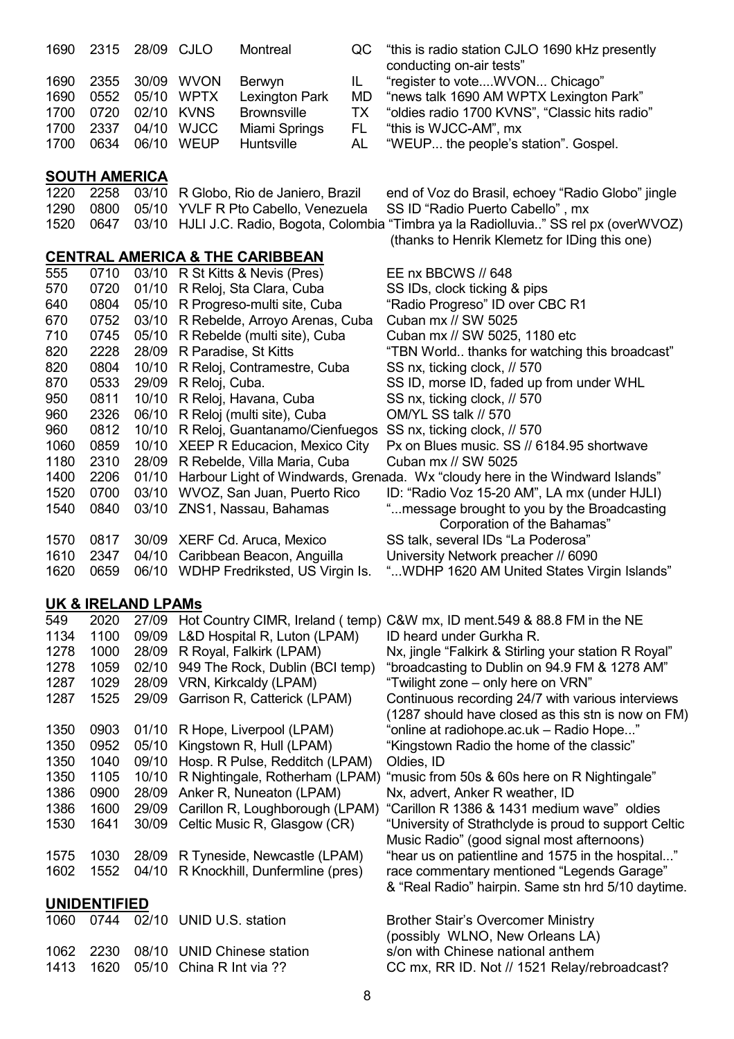| | | | | | | | |
|---|---|---|---|---|---|---|---|
| 1690 | 2315 | 28/09 | CJLO | Montreal | QC | "this is radio station CJLO 1690 kHz presently conducting on-air tests" |
| 1690 | 2355 | 30/09 | WVON | Berwyn | IL | "register to vote....WVON... Chicago" |
| 1690 | 0552 | 05/10 | WPTX | Lexington Park | MD | "news talk 1690 AM WPTX Lexington Park" |
| 1700 | 0720 | 02/10 | KVNS | Brownsville | TX | "oldies radio 1700 KVNS", "Classic hits radio" |
| 1700 | 2337 | 04/10 | WJCC | Miami Springs | FL | "this is WJCC-AM", mx |
| 1700 | 0634 | 06/10 | WEUP | Huntsville | AL | "WEUP... the people's station". Gospel. |

## SOUTH AMERICA

| | | | | |
|---|---|---|---|---|
| 1220 | 2258 | 03/10 | R Globo, Rio de Janiero, Brazil | end of Voz do Brasil, echoey "Radio Globo" jingle |
| 1290 | 0800 | 05/10 | YVLF R Pto Cabello, Venezuela | SS ID "Radio Puerto Cabello" , mx |
| 1520 | 0647 | 03/10 | HJLI J.C. Radio, Bogota, Colombia | "Timbra ya la Radiolluvia.." SS rel px (overWVOZ) (thanks to Henrik Klemetz for IDing this one) |

## CENTRAL AMERICA & THE CARIBBEAN

| | | | | |
|---|---|---|---|---|
| 555 | 0710 | 03/10 | R St Kitts & Nevis (Pres) | EE nx BBCWS // 648 |
| 570 | 0720 | 01/10 | R Reloj, Sta Clara, Cuba | SS IDs, clock ticking & pips |
| 640 | 0804 | 05/10 | R Progreso-multi site, Cuba | "Radio Progreso" ID over CBC R1 |
| 670 | 0752 | 03/10 | R Rebelde, Arroyo Arenas, Cuba | Cuban mx // SW 5025 |
| 710 | 0745 | 05/10 | R Rebelde (multi site), Cuba | Cuban mx // SW 5025, 1180 etc |
| 820 | 2228 | 28/09 | R Paradise, St Kitts | "TBN World.. thanks for watching this broadcast" |
| 820 | 0804 | 10/10 | R Reloj, Contramestre, Cuba | SS nx, ticking clock, // 570 |
| 870 | 0533 | 29/09 | R Reloj, Cuba. | SS ID, morse ID, faded up from under WHL |
| 950 | 0811 | 10/10 | R Reloj, Havana, Cuba | SS nx, ticking clock, // 570 |
| 960 | 2326 | 06/10 | R Reloj (multi site), Cuba | OM/YL SS talk // 570 |
| 960 | 0812 | 10/10 | R Reloj, Guantanamo/Cienfuegos | SS nx, ticking clock, // 570 |
| 1060 | 0859 | 10/10 | XEEP R Educacion, Mexico City | Px on Blues music. SS // 6184.95 shortwave |
| 1180 | 2310 | 28/09 | R Rebelde, Villa Maria, Cuba | Cuban mx // SW 5025 |
| 1400 | 2206 | 01/10 | Harbour Light of Windwards, Grenada. | Wx "cloudy here in the Windward Islands" |
| 1520 | 0700 | 03/10 | WVOZ, San Juan, Puerto Rico | ID: "Radio Voz 15-20 AM", LA mx (under HJLI) |
| 1540 | 0840 | 03/10 | ZNS1, Nassau, Bahamas | "...message brought to you by the Broadcasting Corporation of the Bahamas" |
| 1570 | 0817 | 30/09 | XERF Cd. Aruca, Mexico | SS talk, several IDs "La Poderosa" |
| 1610 | 2347 | 04/10 | Caribbean Beacon, Anguilla | University Network preacher // 6090 |
| 1620 | 0659 | 06/10 | WDHP Fredriksted, US Virgin Is. | "...WDHP 1620 AM United States Virgin Islands" |

## UK & IRELAND LPAMs

| | | | | |
|---|---|---|---|---|
| 549 | 2020 | 27/09 | Hot Country CIMR, Ireland ( temp) | C&W mx, ID ment.549 & 88.8 FM in the NE |
| 1134 | 1100 | 09/09 | L&D Hospital R, Luton (LPAM) | ID heard under Gurkha R. |
| 1278 | 1000 | 28/09 | R Royal, Falkirk (LPAM) | Nx, jingle "Falkirk & Stirling your station R Royal" |
| 1278 | 1059 | 02/10 | 949 The Rock, Dublin (BCI temp) | "broadcasting to Dublin on 94.9 FM & 1278 AM" |
| 1287 | 1029 | 28/09 | VRN, Kirkcaldy (LPAM) | "Twilight zone – only here on VRN" |
| 1287 | 1525 | 29/09 | Garrison R, Catterick (LPAM) | Continuous recording 24/7 with various interviews (1287 should have closed as this stn is now on FM) |
| 1350 | 0903 | 01/10 | R Hope, Liverpool (LPAM) | "online at radiohope.ac.uk – Radio Hope..." |
| 1350 | 0952 | 05/10 | Kingstown R, Hull (LPAM) | "Kingstown Radio the home of the classic" |
| 1350 | 1040 | 09/10 | Hosp. R Pulse, Redditch (LPAM) | Oldies, ID |
| 1350 | 1105 | 10/10 | R Nightingale, Rotherham (LPAM) | "music from 50s & 60s here on R Nightingale" |
| 1386 | 0900 | 28/09 | Anker R, Nuneaton (LPAM) | Nx, advert, Anker R weather, ID |
| 1386 | 1600 | 29/09 | Carillon R, Loughborough (LPAM) | "Carillon R 1386 & 1431 medium wave" oldies |
| 1530 | 1641 | 30/09 | Celtic Music R, Glasgow (CR) | "University of Strathclyde is proud to support Celtic Music Radio" (good signal most afternoons) |
| 1575 | 1030 | 28/09 | R Tyneside, Newcastle (LPAM) | "hear us on patientline and 1575 in the hospital..." |
| 1602 | 1552 | 04/10 | R Knockhill, Dunfermline (pres) | race commentary mentioned "Legends Garage" & "Real Radio" hairpin. Same stn hrd 5/10 daytime. |

## UNIDENTIFIED

| | | | | |
|---|---|---|---|---|
| 1060 | 0744 | 02/10 | UNID U.S. station | Brother Stair's Overcomer Ministry (possibly WLNO, New Orleans LA) |
| 1062 | 2230 | 08/10 | UNID Chinese station | s/on with Chinese national anthem |
| 1413 | 1620 | 05/10 | China R Int via ?? | CC mx, RR ID. Not // 1521 Relay/rebroadcast? |